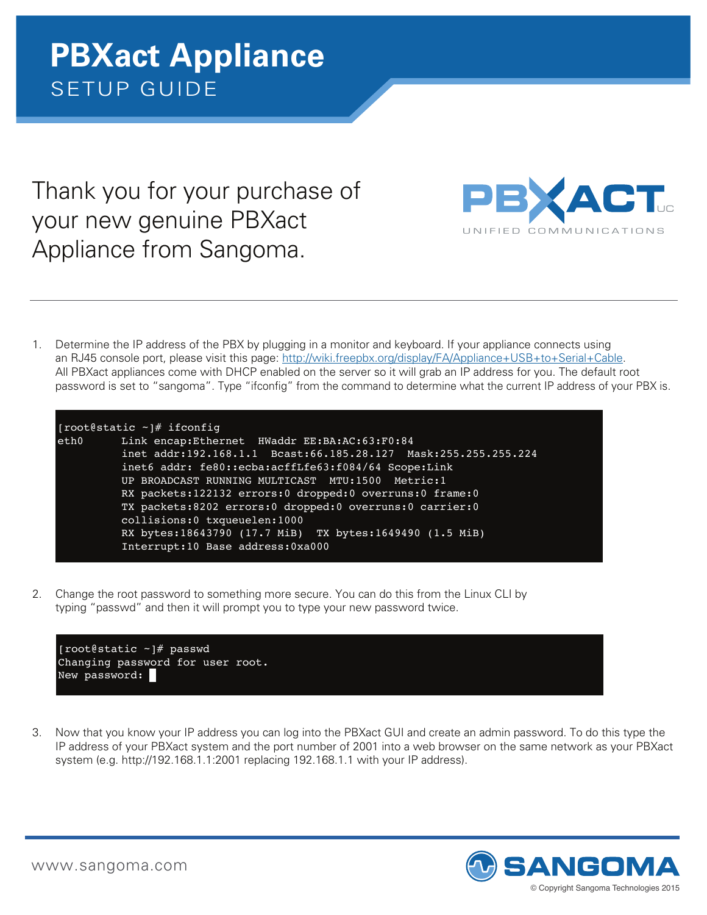# PBXact Appliance

## SETUP GUIDE

Thank you for your purchase of your new genuine PBXact Appliance from Sangoma.

PBXACT UC
UNIFIED COMMUNICATIONS

---

1. Determine the IP address of the PBX by plugging in a monitor and keyboard. If your appliance connects using an RJ45 console port, please visit this page: [http://wiki.freepbx.org/display/FA/Appliance+USB+to+Serial+Cable](http://wiki.freepbx.org/display/FA/Appliance+USB+to+Serial+Cable). All PBXact appliances come with DHCP enabled on the server so it will grab an IP address for you. The default root password is set to “sangoma”. Type “ifconfig” from the command to determine what the current IP address of your PBX is.

```
[root@static ~]# ifconfig
eth0      Link encap:Ethernet  HWaddr EE:BA:AC:63:F0:84
          inet addr:192.168.1.1  Bcast:66.185.28.127  Mask:255.255.255.224
          inet6 addr: fe80::ecba:acffLfe63:f084/64 Scope:Link
          UP BROADCAST RUNNING MULTICAST  MTU:1500  Metric:1
          RX packets:122132 errors:0 dropped:0 overruns:0 frame:0
          TX packets:8202 errors:0 dropped:0 overruns:0 carrier:0
          collisions:0 txqueuelen:1000
          RX bytes:18643790 (17.7 MiB)  TX bytes:1649490 (1.5 MiB)
          Interrupt:10 Base address:0xa000
```

2. Change the root password to something more secure. You can do this from the Linux CLI by typing “passwd” and then it will prompt you to type your new password twice.

```
[root@static ~]# passwd
Changing password for user root.
New password:
```

3. Now that you know your IP address you can log into the PBXact GUI and create an admin password. To do this type the IP address of your PBXact system and the port number of 2001 into a web browser on the same network as your PBXact system (e.g. http://192.168.1.1:2001 replacing 192.168.1.1 with your IP address).

www.sangoma.com

SANGOMA

© Copyright Sangoma Technologies 2015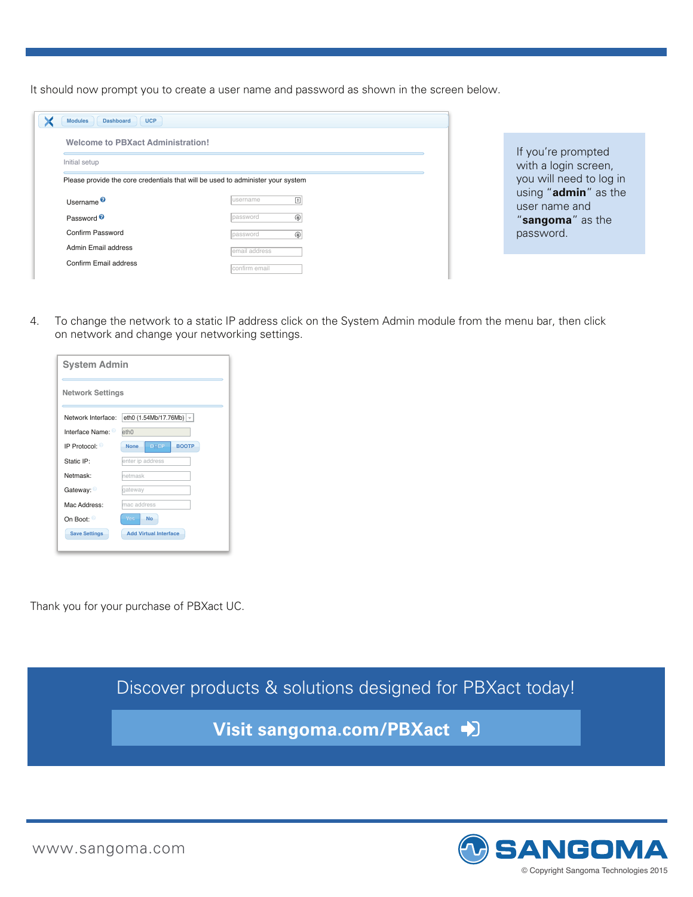It should now prompt you to create a user name and password as shown in the screen below.

Modules Dashboard UCP

Welcome to PBXact Administration!

Initial setup

Please provide the core credentials that will be used to administer your system

Username

Password

Confirm Password

Admin Email address

Confirm Email address

If you're prompted with a login screen, you will need to log in using "**admin**" as the user name and "**sangoma**" as the password.

4. To change the network to a static IP address click on the System Admin module from the menu bar, then click on network and change your networking settings.

System Admin

Network Settings

Network Interface: eth0 (1.54Mb/17.76Mb)

Interface Name: eth0

IP Protocol: None DHCP BOOTP

Static IP:

Netmask:

Gateway:

Mac Address:

On Boot: Yes No

Save Settings Add Virtual Interface

Thank you for your purchase of PBXact UC.

Discover products & solutions designed for PBXact today!

**Visit sangoma.com/PBXact**

www.sangoma.com

SANGOMA

© Copyright Sangoma Technologies 2015